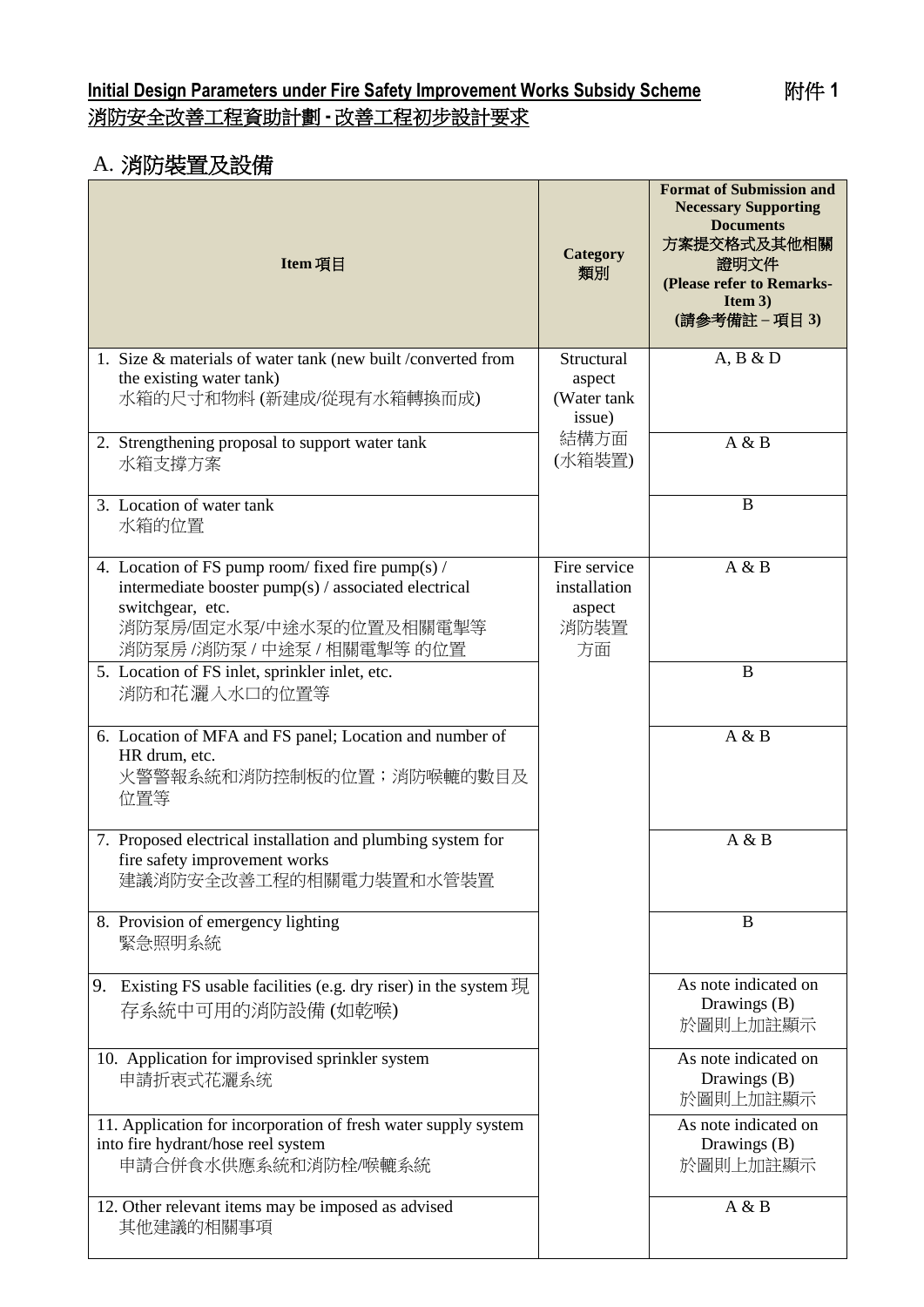**Initial Design Parameters under Fire Safety Improvement Works Subsidy Scheme** 附件 1

**消防安全改善工程資助計劃 - 改善工程初步設計要求**

## A. 消防裝置及設備

| Item 項目 | Category 類別 | Format of Submission and Necessary Supporting Documents 方案提交格式及其他相關證明文件 (Please refer to Remarks- Item 3) (請參考備註 – 項目 3) |
|---|---|---|
| 1. Size & materials of water tank (new built /converted from the existing water tank)<br>水箱的尺寸和物料 (新建成/從現有水箱轉換而成) | Structural aspect (Water tank issue)<br>結構方面 (水箱裝置) | A, B & D |
| 2. Strengthening proposal to support water tank<br>水箱支撐方案 | | A & B |
| 3. Location of water tank<br>水箱的位置 | | B |
| 4. Location of FS pump room/ fixed fire pump(s) / intermediate booster pump(s) / associated electrical switchgear, etc.<br>消防泵房/固定水泵/中途水泵的位置及相關電掣等<br>消防泵房 /消防泵 / 中途泵 / 相關電掣等 的位置 | Fire service installation aspect<br>消防裝置方面 | A & B |
| 5. Location of FS inlet, sprinkler inlet, etc.<br>消防和花灑入水口的位置等 | | B |
| 6. Location of MFA and FS panel; Location and number of HR drum, etc.<br>火警警報系統和消防控制板的位置；消防喉轆的數目及位置等 | | A & B |
| 7. Proposed electrical installation and plumbing system for fire safety improvement works<br>建議消防安全改善工程的相關電力裝置和水管裝置 | | A & B |
| 8. Provision of emergency lighting<br>緊急照明系統 | | B |
| 9. Existing FS usable facilities (e.g. dry riser) in the system 現存系統中可用的消防設備 (如乾喉) | | As note indicated on Drawings (B)<br>於圖則上加註顯示 |
| 10. Application for improvised sprinkler system<br>申請折衷式花灑系統 | | As note indicated on Drawings (B)<br>於圖則上加註顯示 |
| 11. Application for incorporation of fresh water supply system into fire hydrant/hose reel system<br>申請合併食水供應系統和消防栓/喉轆系統 | | As note indicated on Drawings (B)<br>於圖則上加註顯示 |
| 12. Other relevant items may be imposed as advised<br>其他建議的相關事項 | | A & B |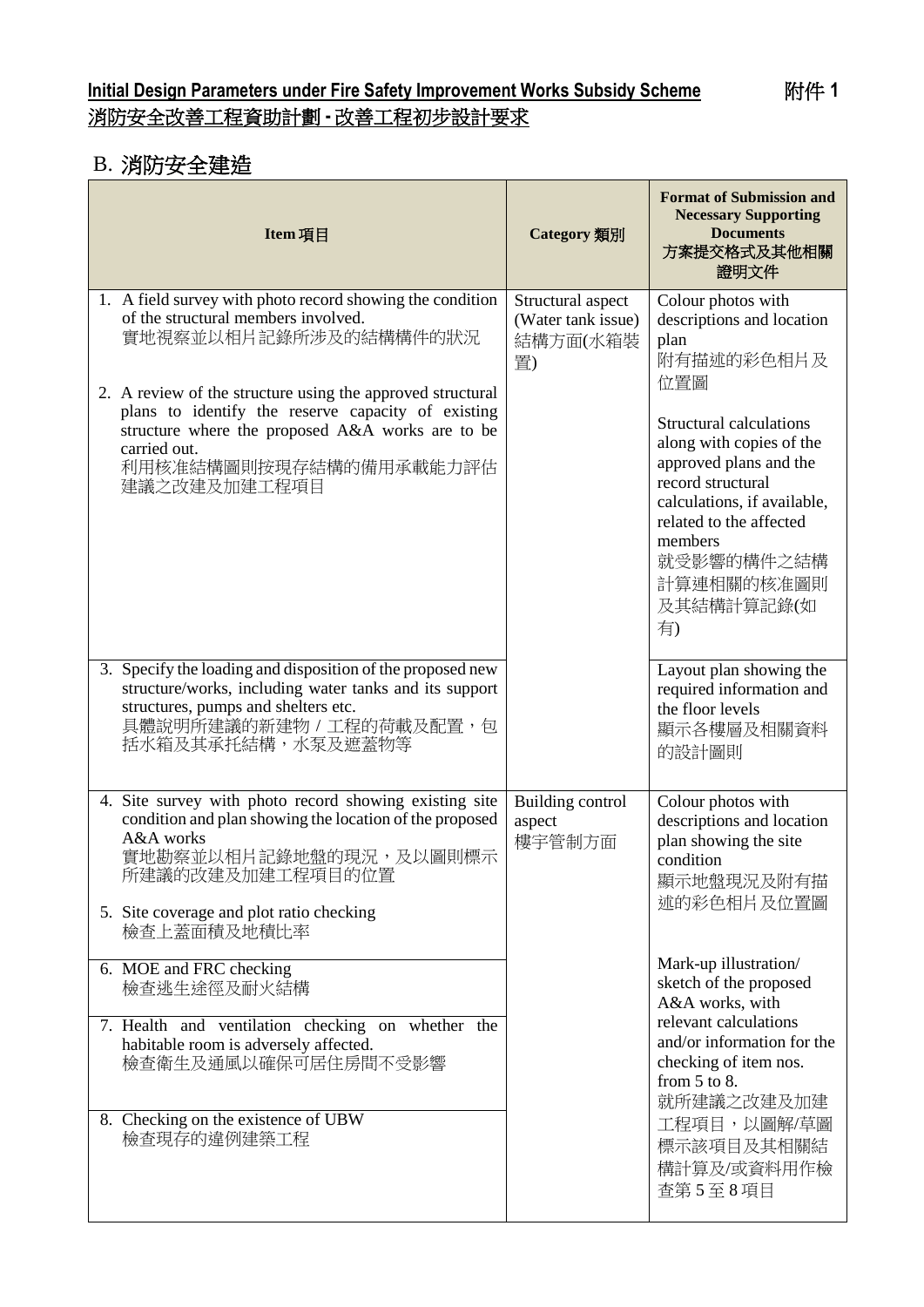**Initial Design Parameters under Fire Safety Improvement Works Subsidy Scheme** 附件 1

**消防安全改善工程資助計劃 - 改善工程初步設計要求**

## B. 消防安全建造

| Item 項目 | Category 類別 | Format of Submission and Necessary Supporting Documents 方案提交格式及其他相關證明文件 |
|---|---|---|
| 1. A field survey with photo record showing the condition of the structural members involved. 實地視察並以相片記錄所涉及的結構構件的狀況 | Structural aspect (Water tank issue) 結構方面(水箱裝置) | Colour photos with descriptions and location plan 附有描述的彩色相片及位置圖 |
| 2. A review of the structure using the approved structural plans to identify the reserve capacity of existing structure where the proposed A&A works are to be carried out. 利用核准結構圖則按現存結構的備用承載能力評估建議之改建及加建工程項目 | | Structural calculations along with copies of the approved plans and the record structural calculations, if available, related to the affected members 就受影響的構件之結構計算連相關的核准圖則及其結構計算記錄(如有) |
| 3. Specify the loading and disposition of the proposed new structure/works, including water tanks and its support structures, pumps and shelters etc. 具體說明所建議的新建物 / 工程的荷載及配置，包括水箱及其承托結構，水泵及遮蓋物等 | | Layout plan showing the required information and the floor levels 顯示各樓層及相關資料的設計圖則 |
| 4. Site survey with photo record showing existing site condition and plan showing the location of the proposed A&A works 實地勘察並以相片記錄地盤的現況，及以圖則標示所建議的改建及加建工程項目的位置 | Building control aspect 樓宇管制方面 | Colour photos with descriptions and location plan showing the site condition 顯示地盤現況及附有描述的彩色相片及位置圖 |
| 5. Site coverage and plot ratio checking 檢查上蓋面積及地積比率 | | Mark-up illustration/ sketch of the proposed A&A works, with relevant calculations and/or information for the checking of item nos. from 5 to 8. 就所建議之改建及加建工程項目，以圖解/草圖標示該項目及其相關結構計算及/或資料用作檢查第 5 至 8 項目 |
| 6. MOE and FRC checking 檢查逃生途徑及耐火結構 | | |
| 7. Health and ventilation checking on whether the habitable room is adversely affected. 檢查衛生及通風以確保可居住房間不受影響 | | |
| 8. Checking on the existence of UBW 檢查現存的違例建築工程 | | |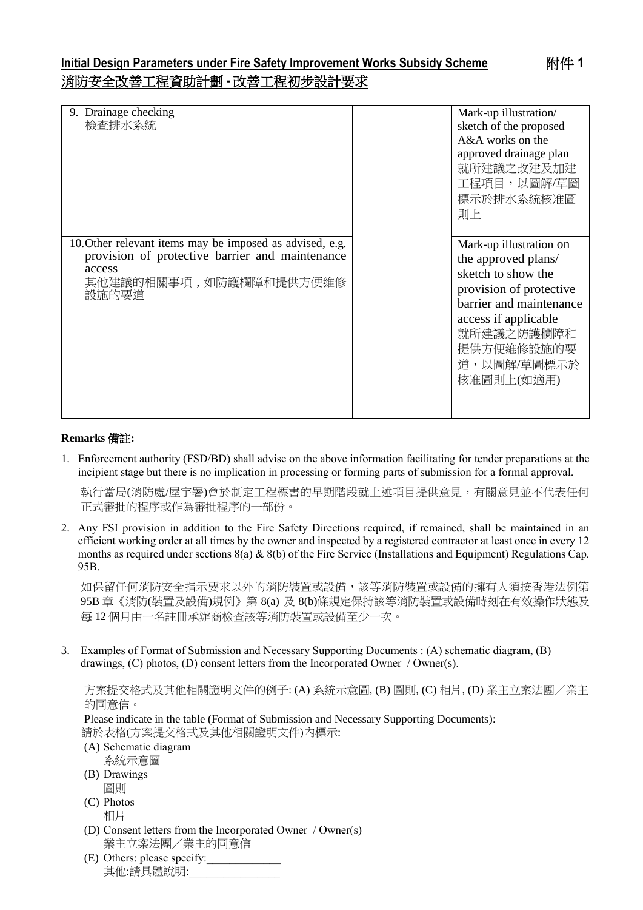## Initial Design Parameters under Fire Safety Improvement Works Subsidy Scheme　附件 1

## 消防安全改善工程資助計劃 - 改善工程初步設計要求

| | | |
|---|---|---|
| 9. Drainage checking<br>檢查排水系統 | | Mark-up illustration/ sketch of the proposed A&A works on the approved drainage plan<br>就所建議之改建及加建工程項目，以圖解/草圖標示於排水系統核准圖則上 |
| 10. Other relevant items may be imposed as advised, e.g. provision of protective barrier and maintenance access<br>其他建議的相關事項，如防護欄障和提供方便維修設施的要道 | | Mark-up illustration on the approved plans/ sketch to show the provision of protective barrier and maintenance access if applicable<br>就所建議之防護欄障和提供方便維修設施的要道，以圖解/草圖標示於核准圖則上(如適用) |

**Remarks 備註:**

1. Enforcement authority (FSD/BD) shall advise on the above information facilitating for tender preparations at the incipient stage but there is no implication in processing or forming parts of submission for a formal approval.

   執行當局(消防處/屋宇署)會於制定工程標書的早期階段就上述項目提供意見，有關意見並不代表任何正式審批的程序或作為審批程序的一部份。

2. Any FSI provision in addition to the Fire Safety Directions required, if remained, shall be maintained in an efficient working order at all times by the owner and inspected by a registered contractor at least once in every 12 months as required under sections 8(a) & 8(b) of the Fire Service (Installations and Equipment) Regulations Cap. 95B.

   如保留任何消防安全指示要求以外的消防裝置或設備，該等消防裝置或設備的擁有人須按香港法例第95B 章《消防(裝置及設備)規例》第 8(a) 及 8(b)條規定保持該等消防裝置或設備時刻在有效操作狀態及每 12 個月由一名註冊承辦商檢查該等消防裝置或設備至少一次。

3. Examples of Format of Submission and Necessary Supporting Documents : (A) schematic diagram, (B) drawings, (C) photos, (D) consent letters from the Incorporated Owner / Owner(s).

   方案提交格式及其他相關證明文件的例子: (A) 系統示意圖, (B) 圖則, (C) 相片, (D) 業主立案法團／業主的同意信。

   Please indicate in the table (Format of Submission and Necessary Supporting Documents):
   請於表格(方案提交格式及其他相關證明文件)內標示:

   (A) Schematic diagram
   系統示意圖
   (B) Drawings
   圖則
   (C) Photos
   相片
   (D) Consent letters from the Incorporated Owner / Owner(s)
   業主立案法團／業主的同意信
   (E) Others: please specify:_____________
   其他:請具體說明:_______________